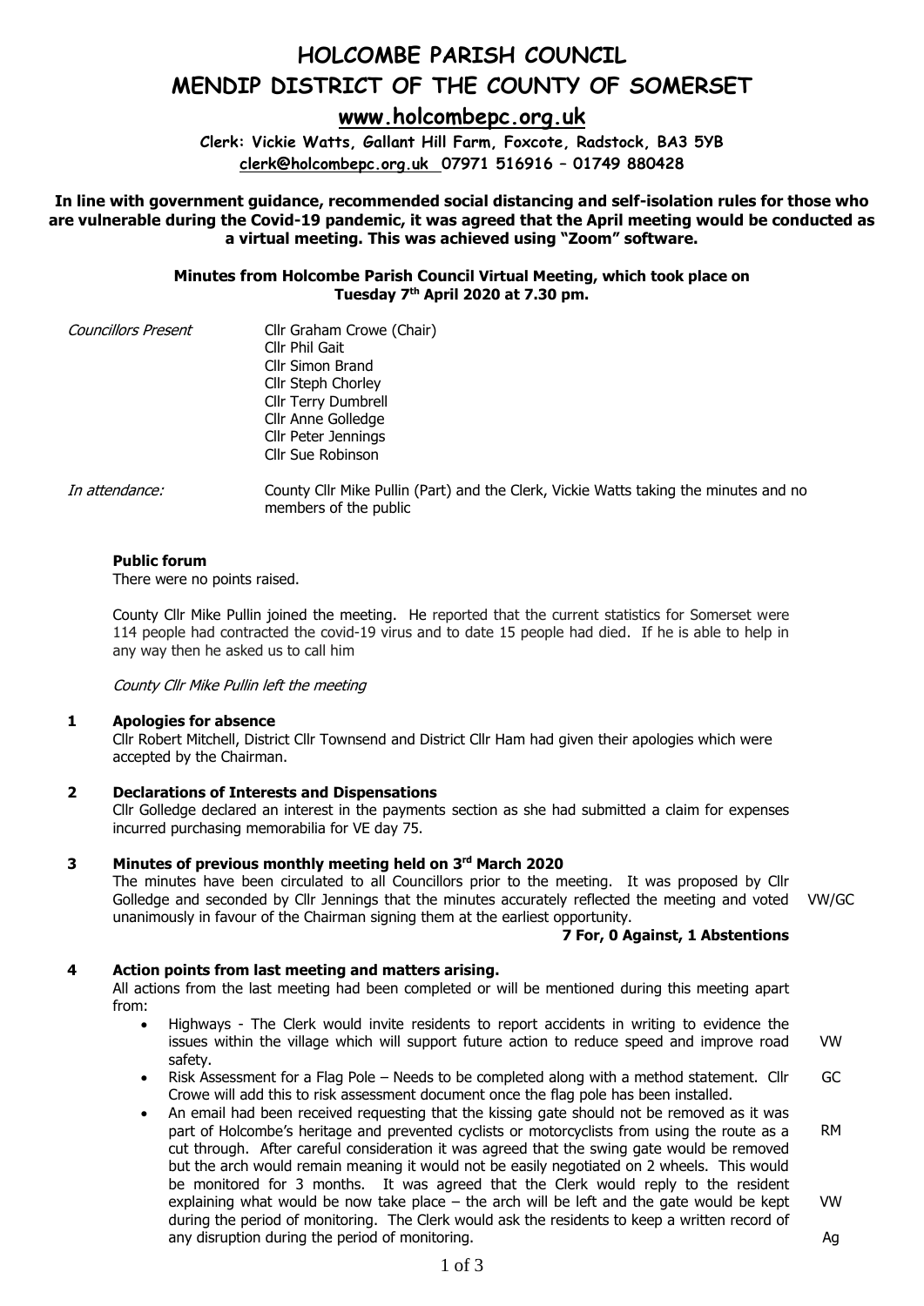# HOLCOMBE PARISH COUNCIL
# MENDIP DISTRICT OF THE COUNTY OF SOMERSET

## www.holcombepc.org.uk

**Clerk: Vickie Watts, Gallant Hill Farm, Foxcote, Radstock, BA3 5YB**
**clerk@holcombepc.org.uk 07971 516916 – 01749 880428**

**In line with government guidance, recommended social distancing and self-isolation rules for those who are vulnerable during the Covid-19 pandemic, it was agreed that the April meeting would be conducted as a virtual meeting. This was achieved using "Zoom" software.**

**Minutes from Holcombe Parish Council Virtual Meeting, which took place on Tuesday 7th April 2020 at 7.30 pm.**

*Councillors Present*
Cllr Graham Crowe (Chair)
Cllr Phil Gait
Cllr Simon Brand
Cllr Steph Chorley
Cllr Terry Dumbrell
Cllr Anne Golledge
Cllr Peter Jennings
Cllr Sue Robinson

*In attendance:* County Cllr Mike Pullin (Part) and the Clerk, Vickie Watts taking the minutes and no members of the public

### Public forum

There were no points raised.

County Cllr Mike Pullin joined the meeting. He reported that the current statistics for Somerset were 114 people had contracted the covid-19 virus and to date 15 people had died. If he is able to help in any way then he asked us to call him

*County Cllr Mike Pullin left the meeting*

### 1 Apologies for absence

Cllr Robert Mitchell, District Cllr Townsend and District Cllr Ham had given their apologies which were accepted by the Chairman.

### 2 Declarations of Interests and Dispensations

Cllr Golledge declared an interest in the payments section as she had submitted a claim for expenses incurred purchasing memorabilia for VE day 75.

### 3 Minutes of previous monthly meeting held on 3rd March 2020

The minutes have been circulated to all Councillors prior to the meeting. It was proposed by Cllr Golledge and seconded by Cllr Jennings that the minutes accurately reflected the meeting and voted unanimously in favour of the Chairman signing them at the earliest opportunity. VW/GC

**7 For, 0 Against, 1 Abstentions**

### 4 Action points from last meeting and matters arising.

All actions from the last meeting had been completed or will be mentioned during this meeting apart from:

- Highways - The Clerk would invite residents to report accidents in writing to evidence the issues within the village which will support future action to reduce speed and improve road safety. VW
- Risk Assessment for a Flag Pole – Needs to be completed along with a method statement. Cllr Crowe will add this to risk assessment document once the flag pole has been installed. GC
- An email had been received requesting that the kissing gate should not be removed as it was part of Holcombe's heritage and prevented cyclists or motorcyclists from using the route as a cut through. After careful consideration it was agreed that the swing gate would be removed but the arch would remain meaning it would not be easily negotiated on 2 wheels. This would be monitored for 3 months. It was agreed that the Clerk would reply to the resident explaining what would be now take place – the arch will be left and the gate would be kept during the period of monitoring. The Clerk would ask the residents to keep a written record of any disruption during the period of monitoring. RM VW Ag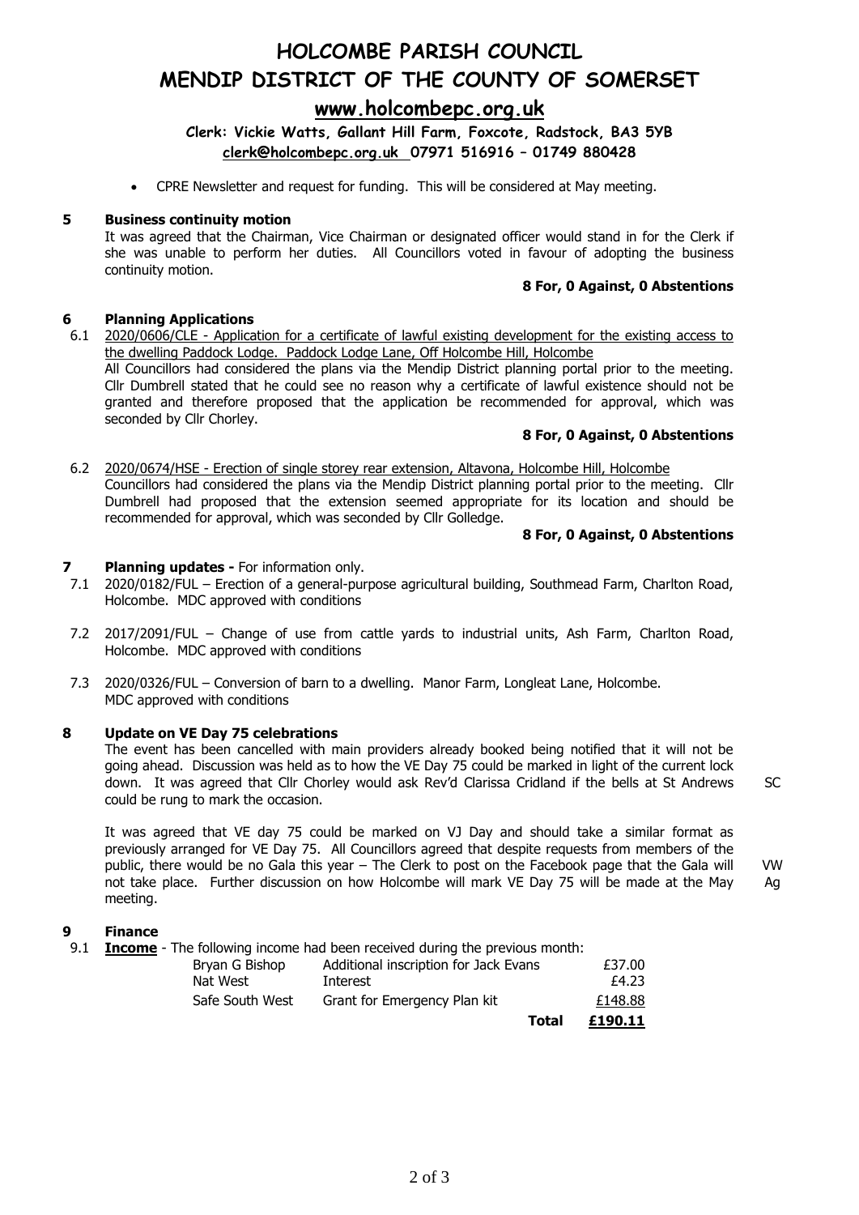# HOLCOMBE PARISH COUNCIL
# MENDIP DISTRICT OF THE COUNTY OF SOMERSET
## www.holcombepc.org.uk
**Clerk: Vickie Watts, Gallant Hill Farm, Foxcote, Radstock, BA3 5YB**
**clerk@holcombepc.org.uk 07971 516916 – 01749 880428**

- CPRE Newsletter and request for funding. This will be considered at May meeting.

### 5 Business continuity motion

It was agreed that the Chairman, Vice Chairman or designated officer would stand in for the Clerk if she was unable to perform her duties. All Councillors voted in favour of adopting the business continuity motion.

**8 For, 0 Against, 0 Abstentions**

### 6 Planning Applications

6.1 2020/0606/CLE - Application for a certificate of lawful existing development for the existing access to the dwelling Paddock Lodge. Paddock Lodge Lane, Off Holcombe Hill, Holcombe

All Councillors had considered the plans via the Mendip District planning portal prior to the meeting. Cllr Dumbrell stated that he could see no reason why a certificate of lawful existence should not be granted and therefore proposed that the application be recommended for approval, which was seconded by Cllr Chorley.

**8 For, 0 Against, 0 Abstentions**

6.2 2020/0674/HSE - Erection of single storey rear extension, Altavona, Holcombe Hill, Holcombe

Councillors had considered the plans via the Mendip District planning portal prior to the meeting. Cllr Dumbrell had proposed that the extension seemed appropriate for its location and should be recommended for approval, which was seconded by Cllr Golledge.

**8 For, 0 Against, 0 Abstentions**

### 7 Planning updates - For information only.

7.1 2020/0182/FUL – Erection of a general-purpose agricultural building, Southmead Farm, Charlton Road, Holcombe. MDC approved with conditions

7.2 2017/2091/FUL – Change of use from cattle yards to industrial units, Ash Farm, Charlton Road, Holcombe. MDC approved with conditions

7.3 2020/0326/FUL – Conversion of barn to a dwelling. Manor Farm, Longleat Lane, Holcombe. MDC approved with conditions

### 8 Update on VE Day 75 celebrations

The event has been cancelled with main providers already booked being notified that it will not be going ahead. Discussion was held as to how the VE Day 75 could be marked in light of the current lock down. It was agreed that Cllr Chorley would ask Rev'd Clarissa Cridland if the bells at St Andrews could be rung to mark the occasion. **SC**

It was agreed that VE day 75 could be marked on VJ Day and should take a similar format as previously arranged for VE Day 75. All Councillors agreed that despite requests from members of the public, there would be no Gala this year – The Clerk to post on the Facebook page that the Gala will not take place. Further discussion on how Holcombe will mark VE Day 75 will be made at the May meeting. **VW Ag**

### 9 Finance

9.1 **Income** - The following income had been received during the previous month:

| | | |
|---|---|---|
| Bryan G Bishop | Additional inscription for Jack Evans | £37.00 |
| Nat West | Interest | £4.23 |
| Safe South West | Grant for Emergency Plan kit | £148.88 |
| | **Total** | **£190.11** |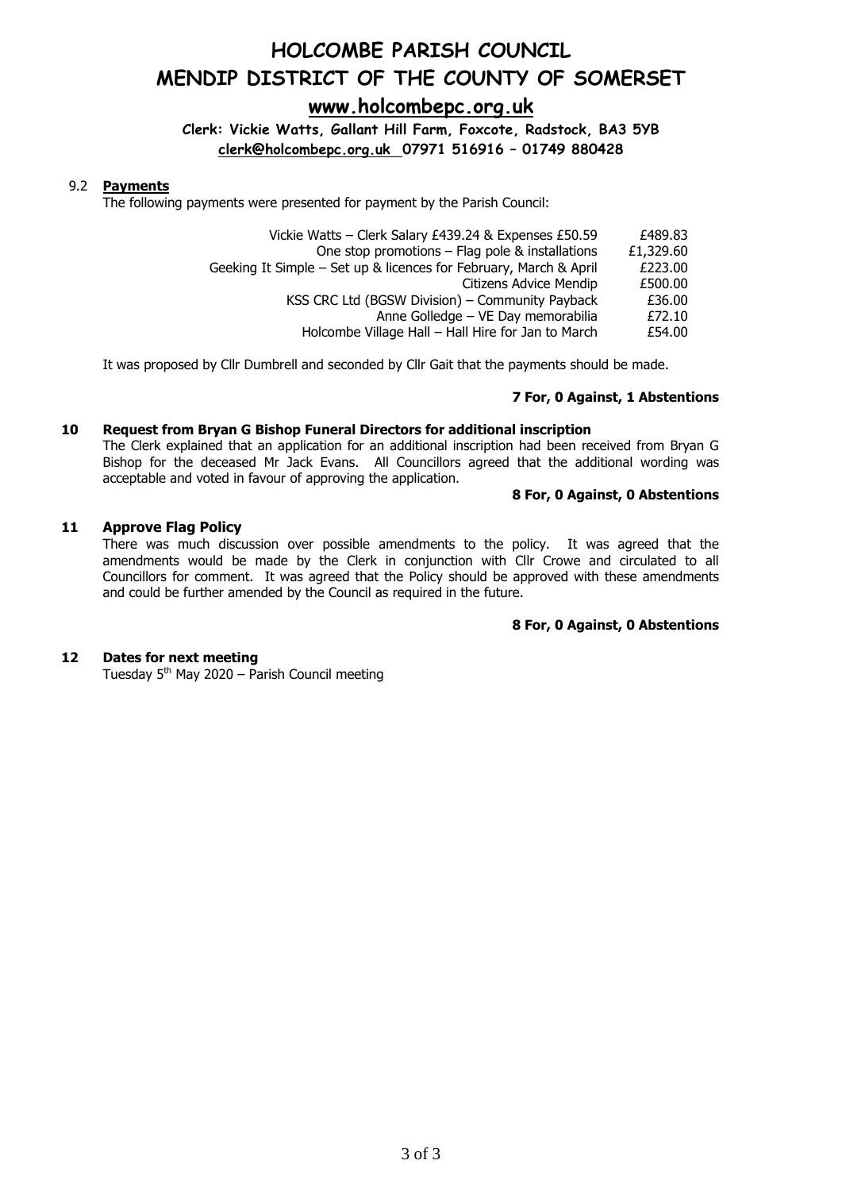# HOLCOMBE PARISH COUNCIL
# MENDIP DISTRICT OF THE COUNTY OF SOMERSET

**www.holcombepc.org.uk**

**Clerk: Vickie Watts, Gallant Hill Farm, Foxcote, Radstock, BA3 5YB**
**clerk@holcombepc.org.uk 07971 516916 – 01749 880428**

### 9.2 Payments

The following payments were presented for payment by the Parish Council:

| | |
|---|---|
| Vickie Watts – Clerk Salary £439.24 & Expenses £50.59 | £489.83 |
| One stop promotions – Flag pole & installations | £1,329.60 |
| Geeking It Simple – Set up & licences for February, March & April | £223.00 |
| Citizens Advice Mendip | £500.00 |
| KSS CRC Ltd (BGSW Division) – Community Payback | £36.00 |
| Anne Golledge – VE Day memorabilia | £72.10 |
| Holcombe Village Hall – Hall Hire for Jan to March | £54.00 |

It was proposed by Cllr Dumbrell and seconded by Cllr Gait that the payments should be made.

**7 For, 0 Against, 1 Abstentions**

### 10 Request from Bryan G Bishop Funeral Directors for additional inscription

The Clerk explained that an application for an additional inscription had been received from Bryan G Bishop for the deceased Mr Jack Evans. All Councillors agreed that the additional wording was acceptable and voted in favour of approving the application.

**8 For, 0 Against, 0 Abstentions**

### 11 Approve Flag Policy

There was much discussion over possible amendments to the policy. It was agreed that the amendments would be made by the Clerk in conjunction with Cllr Crowe and circulated to all Councillors for comment. It was agreed that the Policy should be approved with these amendments and could be further amended by the Council as required in the future.

**8 For, 0 Against, 0 Abstentions**

### 12 Dates for next meeting

Tuesday 5th May 2020 – Parish Council meeting